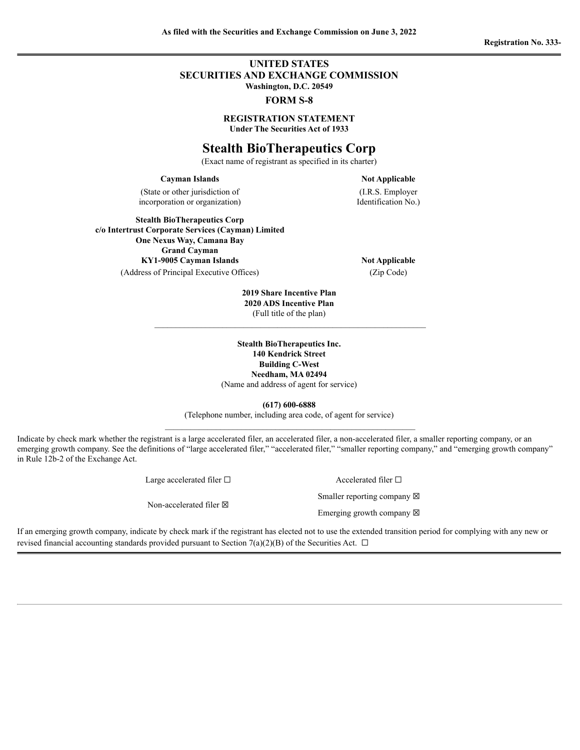As filed with the Securities and Exchange Commission on June 3, 2022

Registration No. 333-

# UNITED STATES
## SECURITIES AND EXCHANGE COMMISSION
Washington, D.C. 20549

## FORM S-8

**REGISTRATION STATEMENT**
**Under The Securities Act of 1933**

# Stealth BioTherapeutics Corp
(Exact name of registrant as specified in its charter)

| **Cayman Islands** | **Not Applicable** |
|---|---|
| (State or other jurisdiction of incorporation or organization) | (I.R.S. Employer Identification No.) |

| **Stealth BioTherapeutics Corp**<br>**c/o Intertrust Corporate Services (Cayman) Limited**<br>**One Nexus Way, Camana Bay**<br>**Grand Cayman**<br>**KY1-9005 Cayman Islands** | **Not Applicable** |
|---|---|
| (Address of Principal Executive Offices) | (Zip Code) |

**2019 Share Incentive Plan**
**2020 ADS Incentive Plan**
(Full title of the plan)

**Stealth BioTherapeutics Inc.**
**140 Kendrick Street**
**Building C-West**
**Needham, MA 02494**
(Name and address of agent for service)

**(617) 600-6888**
(Telephone number, including area code, of agent for service)

Indicate by check mark whether the registrant is a large accelerated filer, an accelerated filer, a non-accelerated filer, a smaller reporting company, or an emerging growth company. See the definitions of "large accelerated filer," "accelerated filer," "smaller reporting company," and "emerging growth company" in Rule 12b-2 of the Exchange Act.

| | |
|---|---|
| Large accelerated filer ☐ | Accelerated filer ☐ |
| Non-accelerated filer ☒ | Smaller reporting company ☒ |
| | Emerging growth company ☒ |

If an emerging growth company, indicate by check mark if the registrant has elected not to use the extended transition period for complying with any new or revised financial accounting standards provided pursuant to Section 7(a)(2)(B) of the Securities Act. ☐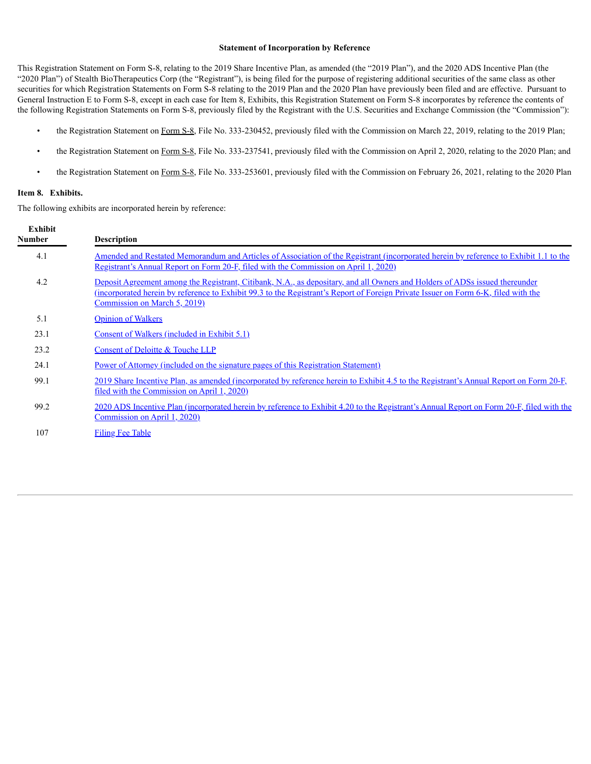## Statement of Incorporation by Reference

This Registration Statement on Form S-8, relating to the 2019 Share Incentive Plan, as amended (the "2019 Plan"), and the 2020 ADS Incentive Plan (the "2020 Plan") of Stealth BioTherapeutics Corp (the "Registrant"), is being filed for the purpose of registering additional securities of the same class as other securities for which Registration Statements on Form S-8 relating to the 2019 Plan and the 2020 Plan have previously been filed and are effective. Pursuant to General Instruction E to Form S-8, except in each case for Item 8, Exhibits, this Registration Statement on Form S-8 incorporates by reference the contents of the following Registration Statements on Form S-8, previously filed by the Registrant with the U.S. Securities and Exchange Commission (the "Commission"):

- the Registration Statement on Form S-8, File No. 333-230452, previously filed with the Commission on March 22, 2019, relating to the 2019 Plan;
- the Registration Statement on Form S-8, File No. 333-237541, previously filed with the Commission on April 2, 2020, relating to the 2020 Plan; and
- the Registration Statement on Form S-8, File No. 333-253601, previously filed with the Commission on February 26, 2021, relating to the 2020 Plan

**Item 8. Exhibits.**

The following exhibits are incorporated herein by reference:

| Exhibit Number | Description |
|---|---|
| 4.1 | Amended and Restated Memorandum and Articles of Association of the Registrant (incorporated herein by reference to Exhibit 1.1 to the Registrant's Annual Report on Form 20-F, filed with the Commission on April 1, 2020) |
| 4.2 | Deposit Agreement among the Registrant, Citibank, N.A., as depositary, and all Owners and Holders of ADSs issued thereunder (incorporated herein by reference to Exhibit 99.3 to the Registrant's Report of Foreign Private Issuer on Form 6-K, filed with the Commission on March 5, 2019) |
| 5.1 | Opinion of Walkers |
| 23.1 | Consent of Walkers (included in Exhibit 5.1) |
| 23.2 | Consent of Deloitte & Touche LLP |
| 24.1 | Power of Attorney (included on the signature pages of this Registration Statement) |
| 99.1 | 2019 Share Incentive Plan, as amended (incorporated by reference herein to Exhibit 4.5 to the Registrant's Annual Report on Form 20-F, filed with the Commission on April 1, 2020) |
| 99.2 | 2020 ADS Incentive Plan (incorporated herein by reference to Exhibit 4.20 to the Registrant's Annual Report on Form 20-F, filed with the Commission on April 1, 2020) |
| 107 | Filing Fee Table |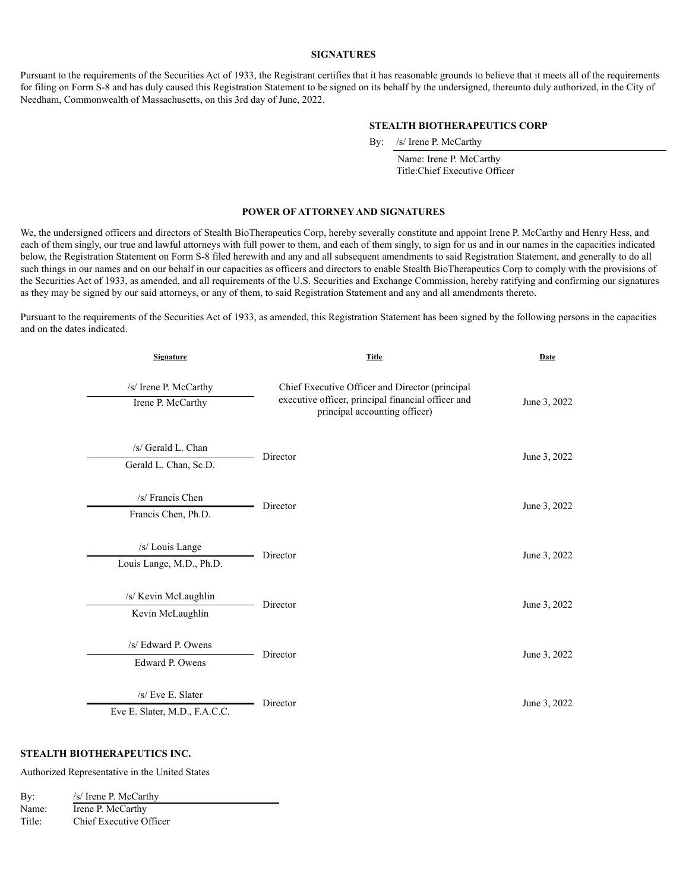## SIGNATURES

Pursuant to the requirements of the Securities Act of 1933, the Registrant certifies that it has reasonable grounds to believe that it meets all of the requirements for filing on Form S-8 and has duly caused this Registration Statement to be signed on its behalf by the undersigned, thereunto duly authorized, in the City of Needham, Commonwealth of Massachusetts, on this 3rd day of June, 2022.

**STEALTH BIOTHERAPEUTICS CORP**

By: /s/ Irene P. McCarthy
Name: Irene P. McCarthy
Title: Chief Executive Officer

## POWER OF ATTORNEY AND SIGNATURES

We, the undersigned officers and directors of Stealth BioTherapeutics Corp, hereby severally constitute and appoint Irene P. McCarthy and Henry Hess, and each of them singly, our true and lawful attorneys with full power to them, and each of them singly, to sign for us and in our names in the capacities indicated below, the Registration Statement on Form S-8 filed herewith and any and all subsequent amendments to said Registration Statement, and generally to do all such things in our names and on our behalf in our capacities as officers and directors to enable Stealth BioTherapeutics Corp to comply with the provisions of the Securities Act of 1933, as amended, and all requirements of the U.S. Securities and Exchange Commission, hereby ratifying and confirming our signatures as they may be signed by our said attorneys, or any of them, to said Registration Statement and any and all amendments thereto.

Pursuant to the requirements of the Securities Act of 1933, as amended, this Registration Statement has been signed by the following persons in the capacities and on the dates indicated.

| Signature | Title | Date |
|---|---|---|
| /s/ Irene P. McCarthy<br>Irene P. McCarthy | Chief Executive Officer and Director (principal executive officer, principal financial officer and principal accounting officer) | June 3, 2022 |
| /s/ Gerald L. Chan<br>Gerald L. Chan, Sc.D. | Director | June 3, 2022 |
| /s/ Francis Chen<br>Francis Chen, Ph.D. | Director | June 3, 2022 |
| /s/ Louis Lange<br>Louis Lange, M.D., Ph.D. | Director | June 3, 2022 |
| /s/ Kevin McLaughlin<br>Kevin McLaughlin | Director | June 3, 2022 |
| /s/ Edward P. Owens<br>Edward P. Owens | Director | June 3, 2022 |
| /s/ Eve E. Slater<br>Eve E. Slater, M.D., F.A.C.C. | Director | June 3, 2022 |

**STEALTH BIOTHERAPEUTICS INC.**

Authorized Representative in the United States

By: /s/ Irene P. McCarthy
Name: Irene P. McCarthy
Title: Chief Executive Officer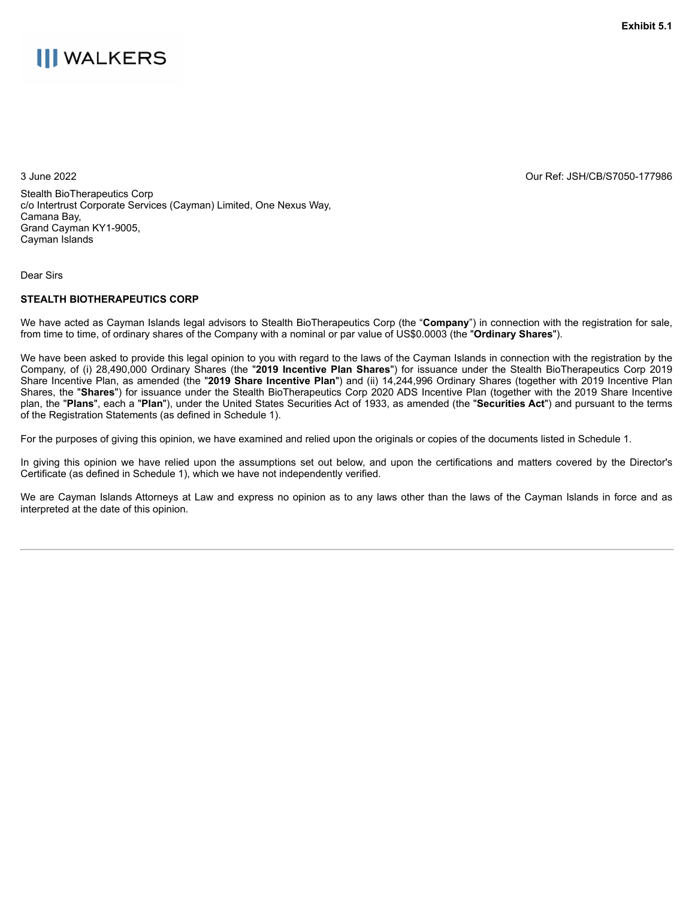**Exhibit 5.1**

WALKERS

3 June 2022

Our Ref: JSH/CB/S7050-177986

Stealth BioTherapeutics Corp
c/o Intertrust Corporate Services (Cayman) Limited, One Nexus Way,
Camana Bay,
Grand Cayman KY1-9005,
Cayman Islands

Dear Sirs

**STEALTH BIOTHERAPEUTICS CORP**

We have acted as Cayman Islands legal advisors to Stealth BioTherapeutics Corp (the "**Company**") in connection with the registration for sale, from time to time, of ordinary shares of the Company with a nominal or par value of US$0.0003 (the "**Ordinary Shares**").

We have been asked to provide this legal opinion to you with regard to the laws of the Cayman Islands in connection with the registration by the Company, of (i) 28,490,000 Ordinary Shares (the "**2019 Incentive Plan Shares**") for issuance under the Stealth BioTherapeutics Corp 2019 Share Incentive Plan, as amended (the "**2019 Share Incentive Plan**") and (ii) 14,244,996 Ordinary Shares (together with 2019 Incentive Plan Shares, the "**Shares**") for issuance under the Stealth BioTherapeutics Corp 2020 ADS Incentive Plan (together with the 2019 Share Incentive plan, the "**Plans**", each a "**Plan**"), under the United States Securities Act of 1933, as amended (the "**Securities Act**") and pursuant to the terms of the Registration Statements (as defined in Schedule 1).

For the purposes of giving this opinion, we have examined and relied upon the originals or copies of the documents listed in Schedule 1.

In giving this opinion we have relied upon the assumptions set out below, and upon the certifications and matters covered by the Director's Certificate (as defined in Schedule 1), which we have not independently verified.

We are Cayman Islands Attorneys at Law and express no opinion as to any laws other than the laws of the Cayman Islands in force and as interpreted at the date of this opinion.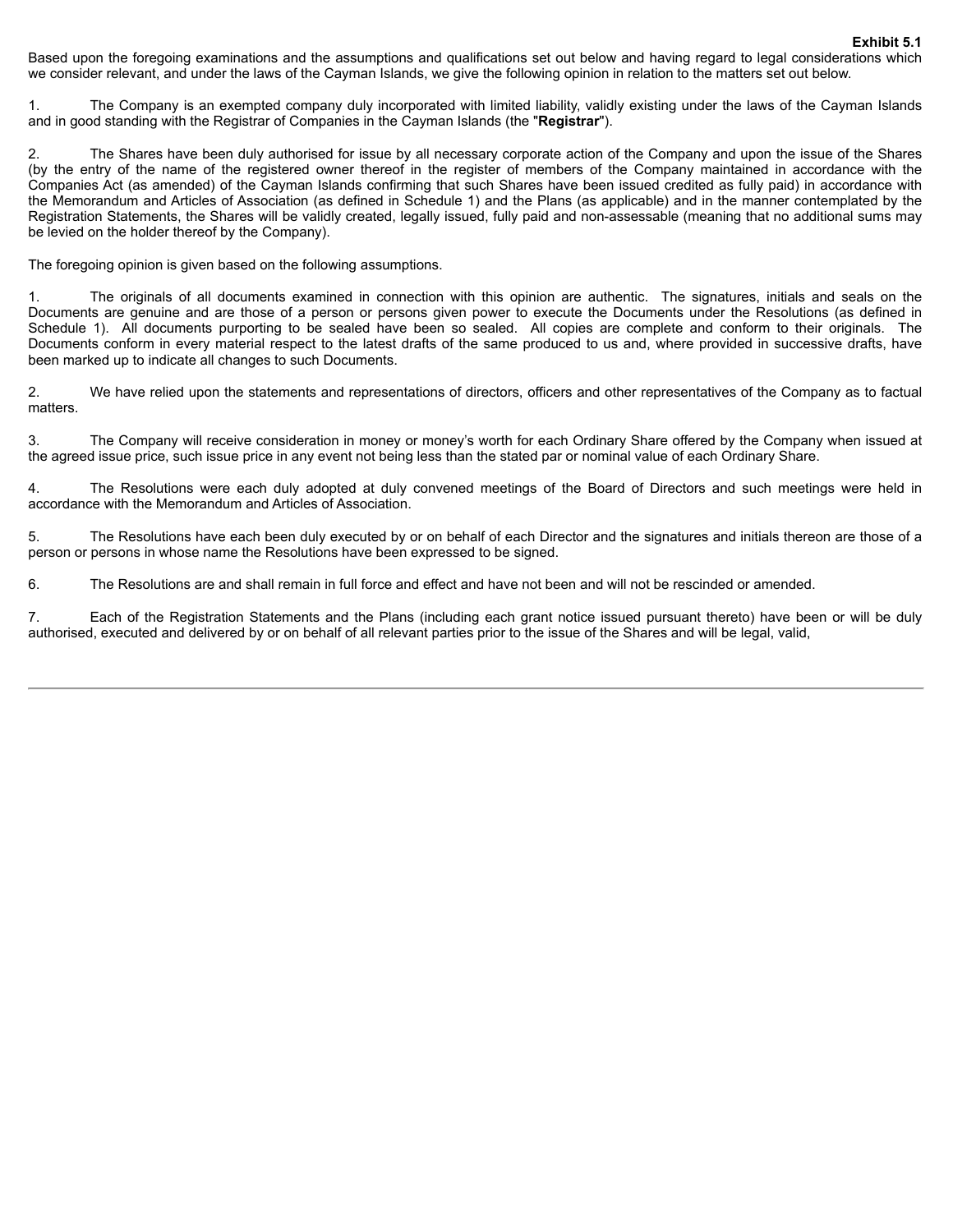**Exhibit 5.1**

Based upon the foregoing examinations and the assumptions and qualifications set out below and having regard to legal considerations which we consider relevant, and under the laws of the Cayman Islands, we give the following opinion in relation to the matters set out below.

1. The Company is an exempted company duly incorporated with limited liability, validly existing under the laws of the Cayman Islands and in good standing with the Registrar of Companies in the Cayman Islands (the "**Registrar**").

2. The Shares have been duly authorised for issue by all necessary corporate action of the Company and upon the issue of the Shares (by the entry of the name of the registered owner thereof in the register of members of the Company maintained in accordance with the Companies Act (as amended) of the Cayman Islands confirming that such Shares have been issued credited as fully paid) in accordance with the Memorandum and Articles of Association (as defined in Schedule 1) and the Plans (as applicable) and in the manner contemplated by the Registration Statements, the Shares will be validly created, legally issued, fully paid and non-assessable (meaning that no additional sums may be levied on the holder thereof by the Company).

The foregoing opinion is given based on the following assumptions.

1. The originals of all documents examined in connection with this opinion are authentic. The signatures, initials and seals on the Documents are genuine and are those of a person or persons given power to execute the Documents under the Resolutions (as defined in Schedule 1). All documents purporting to be sealed have been so sealed. All copies are complete and conform to their originals. The Documents conform in every material respect to the latest drafts of the same produced to us and, where provided in successive drafts, have been marked up to indicate all changes to such Documents.

2. We have relied upon the statements and representations of directors, officers and other representatives of the Company as to factual matters.

3. The Company will receive consideration in money or money's worth for each Ordinary Share offered by the Company when issued at the agreed issue price, such issue price in any event not being less than the stated par or nominal value of each Ordinary Share.

4. The Resolutions were each duly adopted at duly convened meetings of the Board of Directors and such meetings were held in accordance with the Memorandum and Articles of Association.

5. The Resolutions have each been duly executed by or on behalf of each Director and the signatures and initials thereon are those of a person or persons in whose name the Resolutions have been expressed to be signed.

6. The Resolutions are and shall remain in full force and effect and have not been and will not be rescinded or amended.

7. Each of the Registration Statements and the Plans (including each grant notice issued pursuant thereto) have been or will be duly authorised, executed and delivered by or on behalf of all relevant parties prior to the issue of the Shares and will be legal, valid,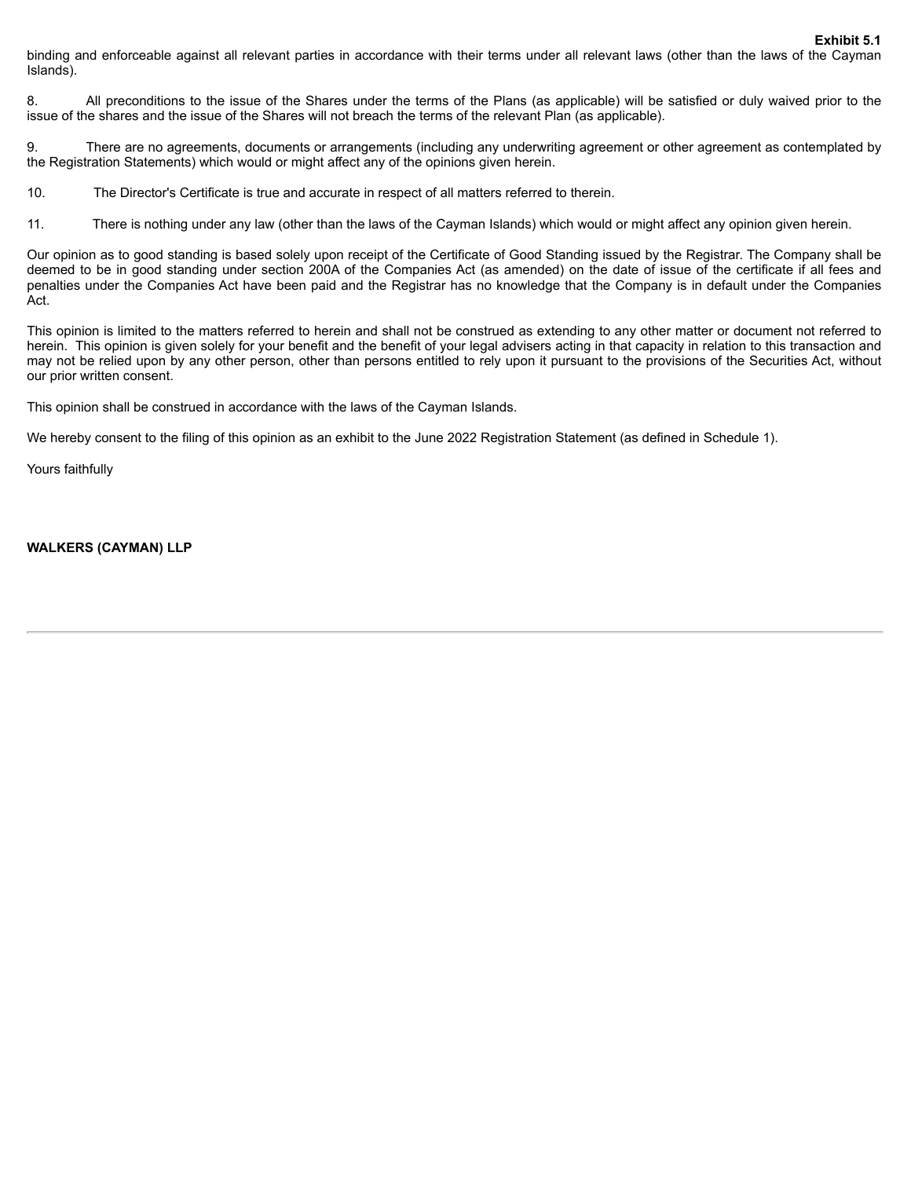binding and enforceable against all relevant parties in accordance with their terms under all relevant laws (other than the laws of the Cayman Islands).

8. All preconditions to the issue of the Shares under the terms of the Plans (as applicable) will be satisfied or duly waived prior to the issue of the shares and the issue of the Shares will not breach the terms of the relevant Plan (as applicable).

9. There are no agreements, documents or arrangements (including any underwriting agreement or other agreement as contemplated by the Registration Statements) which would or might affect any of the opinions given herein.

10. The Director's Certificate is true and accurate in respect of all matters referred to therein.

11. There is nothing under any law (other than the laws of the Cayman Islands) which would or might affect any opinion given herein.

Our opinion as to good standing is based solely upon receipt of the Certificate of Good Standing issued by the Registrar. The Company shall be deemed to be in good standing under section 200A of the Companies Act (as amended) on the date of issue of the certificate if all fees and penalties under the Companies Act have been paid and the Registrar has no knowledge that the Company is in default under the Companies Act.

This opinion is limited to the matters referred to herein and shall not be construed as extending to any other matter or document not referred to herein. This opinion is given solely for your benefit and the benefit of your legal advisers acting in that capacity in relation to this transaction and may not be relied upon by any other person, other than persons entitled to rely upon it pursuant to the provisions of the Securities Act, without our prior written consent.

This opinion shall be construed in accordance with the laws of the Cayman Islands.

We hereby consent to the filing of this opinion as an exhibit to the June 2022 Registration Statement (as defined in Schedule 1).

Yours faithfully

**WALKERS (CAYMAN) LLP**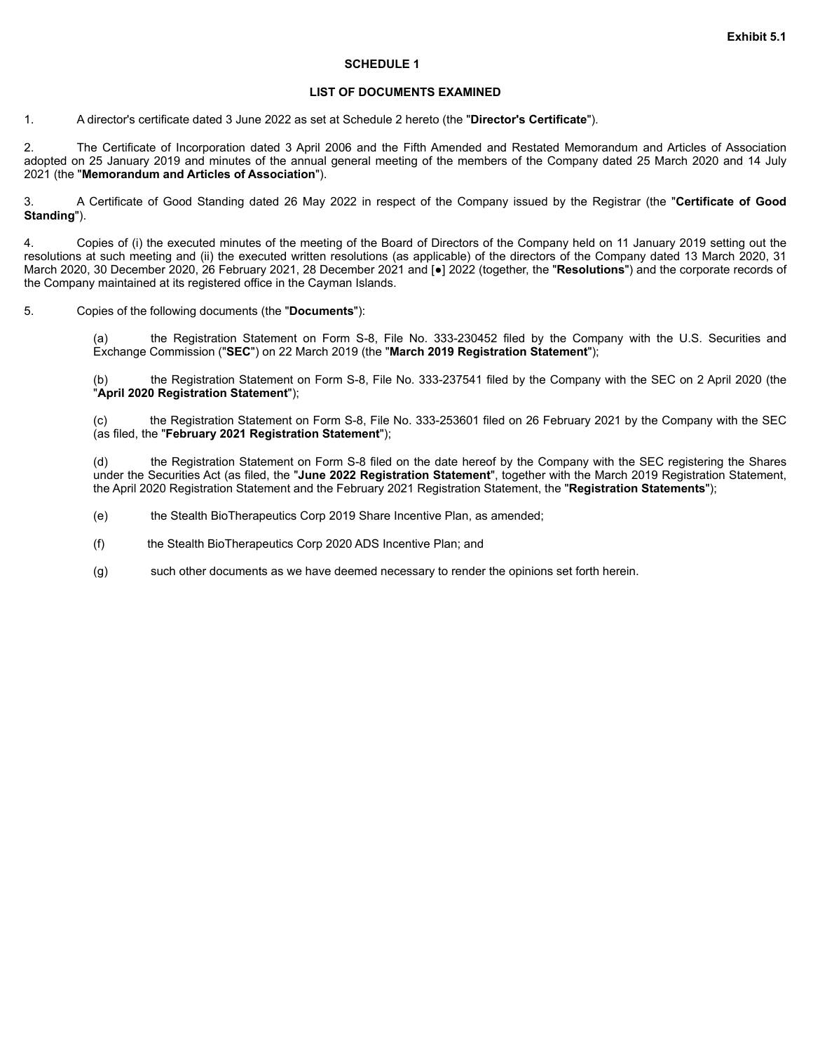**Exhibit 5.1**

**SCHEDULE 1**

**LIST OF DOCUMENTS EXAMINED**

1. A director's certificate dated 3 June 2022 as set at Schedule 2 hereto (the "**Director's Certificate**").

2. The Certificate of Incorporation dated 3 April 2006 and the Fifth Amended and Restated Memorandum and Articles of Association adopted on 25 January 2019 and minutes of the annual general meeting of the members of the Company dated 25 March 2020 and 14 July 2021 (the "**Memorandum and Articles of Association**").

3. A Certificate of Good Standing dated 26 May 2022 in respect of the Company issued by the Registrar (the "**Certificate of Good Standing**").

4. Copies of (i) the executed minutes of the meeting of the Board of Directors of the Company held on 11 January 2019 setting out the resolutions at such meeting and (ii) the executed written resolutions (as applicable) of the directors of the Company dated 13 March 2020, 31 March 2020, 30 December 2020, 26 February 2021, 28 December 2021 and [●] 2022 (together, the "**Resolutions**") and the corporate records of the Company maintained at its registered office in the Cayman Islands.

5. Copies of the following documents (the "**Documents**"):

   (a) the Registration Statement on Form S-8, File No. 333-230452 filed by the Company with the U.S. Securities and Exchange Commission ("**SEC**") on 22 March 2019 (the "**March 2019 Registration Statement**");

   (b) the Registration Statement on Form S-8, File No. 333-237541 filed by the Company with the SEC on 2 April 2020 (the "**April 2020 Registration Statement**");

   (c) the Registration Statement on Form S-8, File No. 333-253601 filed on 26 February 2021 by the Company with the SEC (as filed, the "**February 2021 Registration Statement**");

   (d) the Registration Statement on Form S-8 filed on the date hereof by the Company with the SEC registering the Shares under the Securities Act (as filed, the "**June 2022 Registration Statement**", together with the March 2019 Registration Statement, the April 2020 Registration Statement and the February 2021 Registration Statement, the "**Registration Statements**");

   (e) the Stealth BioTherapeutics Corp 2019 Share Incentive Plan, as amended;

   (f) the Stealth BioTherapeutics Corp 2020 ADS Incentive Plan; and

   (g) such other documents as we have deemed necessary to render the opinions set forth herein.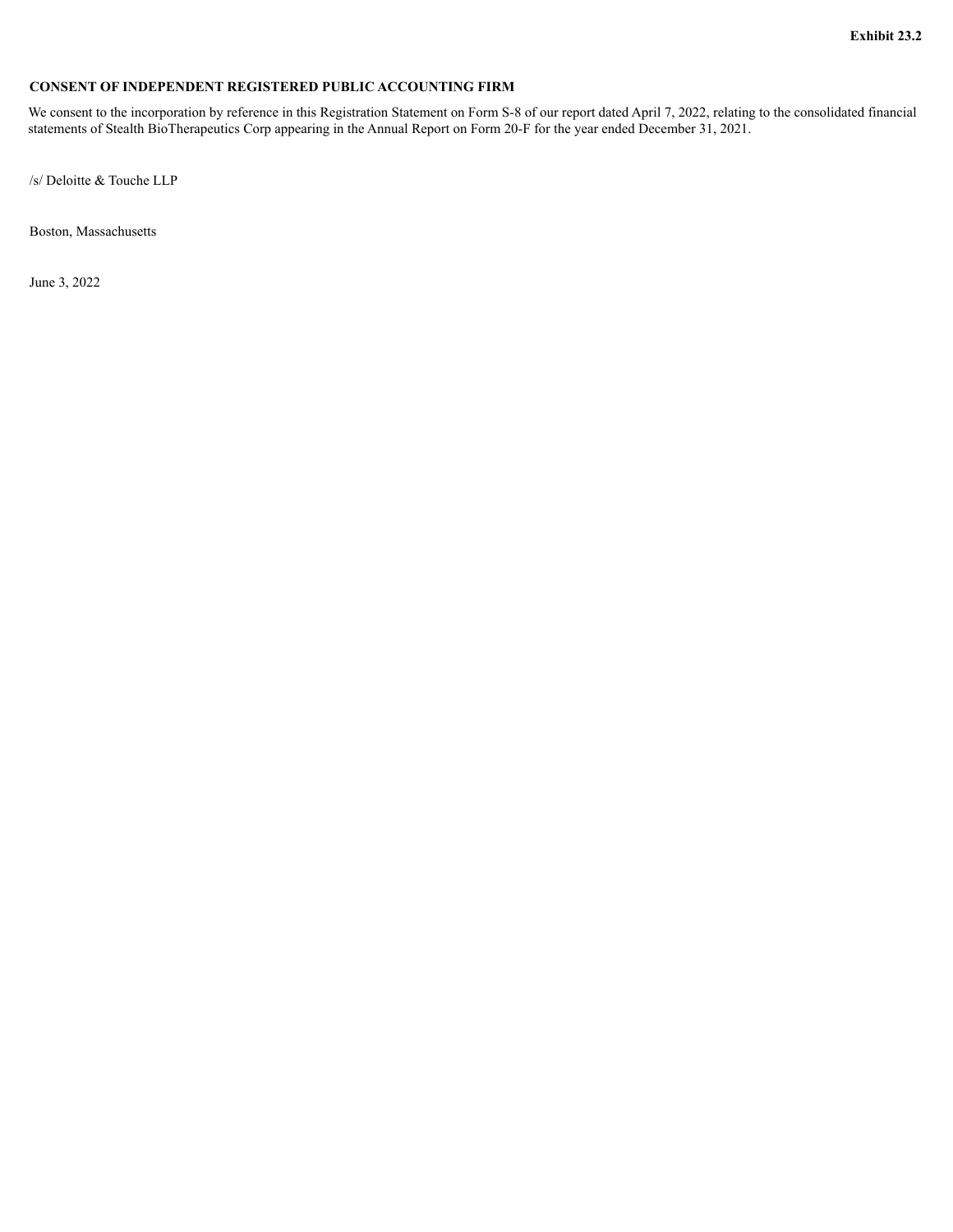**Exhibit 23.2**

**CONSENT OF INDEPENDENT REGISTERED PUBLIC ACCOUNTING FIRM**

We consent to the incorporation by reference in this Registration Statement on Form S-8 of our report dated April 7, 2022, relating to the consolidated financial statements of Stealth BioTherapeutics Corp appearing in the Annual Report on Form 20-F for the year ended December 31, 2021.

/s/ Deloitte & Touche LLP

Boston, Massachusetts

June 3, 2022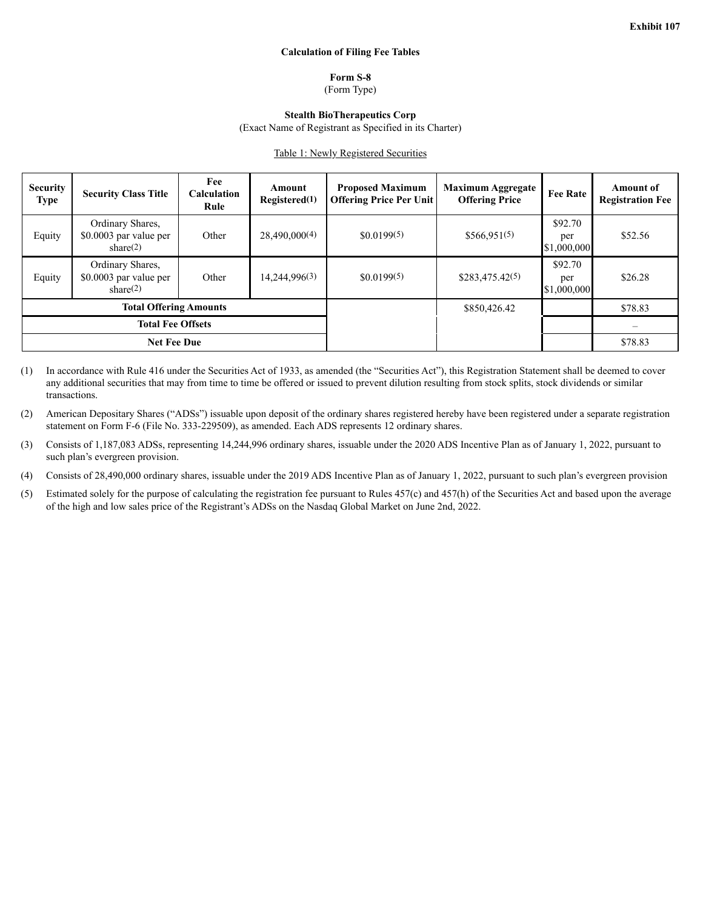**Exhibit 107**

**Calculation of Filing Fee Tables**

**Form S-8**
(Form Type)

**Stealth BioTherapeutics Corp**
(Exact Name of Registrant as Specified in its Charter)

Table 1: Newly Registered Securities

| Security Type | Security Class Title | Fee Calculation Rule | Amount Registered(1) | Proposed Maximum Offering Price Per Unit | Maximum Aggregate Offering Price | Fee Rate | Amount of Registration Fee |
|---|---|---|---|---|---|---|---|
| Equity | Ordinary Shares, $0.0003 par value per share(2) | Other | 28,490,000(4) | $0.0199(5) | $566,951(5) | $92.70 per $1,000,000 | $52.56 |
| Equity | Ordinary Shares, $0.0003 par value per share(2) | Other | 14,244,996(3) | $0.0199(5) | $283,475.42(5) | $92.70 per $1,000,000 | $26.28 |
| **Total Offering Amounts** | | | | | $850,426.42 | | $78.83 |
| **Total Fee Offsets** | | | | | | | – |
| **Net Fee Due** | | | | | | | $78.83 |

(1) In accordance with Rule 416 under the Securities Act of 1933, as amended (the "Securities Act"), this Registration Statement shall be deemed to cover any additional securities that may from time to time be offered or issued to prevent dilution resulting from stock splits, stock dividends or similar transactions.

(2) American Depositary Shares ("ADSs") issuable upon deposit of the ordinary shares registered hereby have been registered under a separate registration statement on Form F-6 (File No. 333-229509), as amended. Each ADS represents 12 ordinary shares.

(3) Consists of 1,187,083 ADSs, representing 14,244,996 ordinary shares, issuable under the 2020 ADS Incentive Plan as of January 1, 2022, pursuant to such plan's evergreen provision.

(4) Consists of 28,490,000 ordinary shares, issuable under the 2019 ADS Incentive Plan as of January 1, 2022, pursuant to such plan's evergreen provision

(5) Estimated solely for the purpose of calculating the registration fee pursuant to Rules 457(c) and 457(h) of the Securities Act and based upon the average of the high and low sales price of the Registrant's ADSs on the Nasdaq Global Market on June 2nd, 2022.